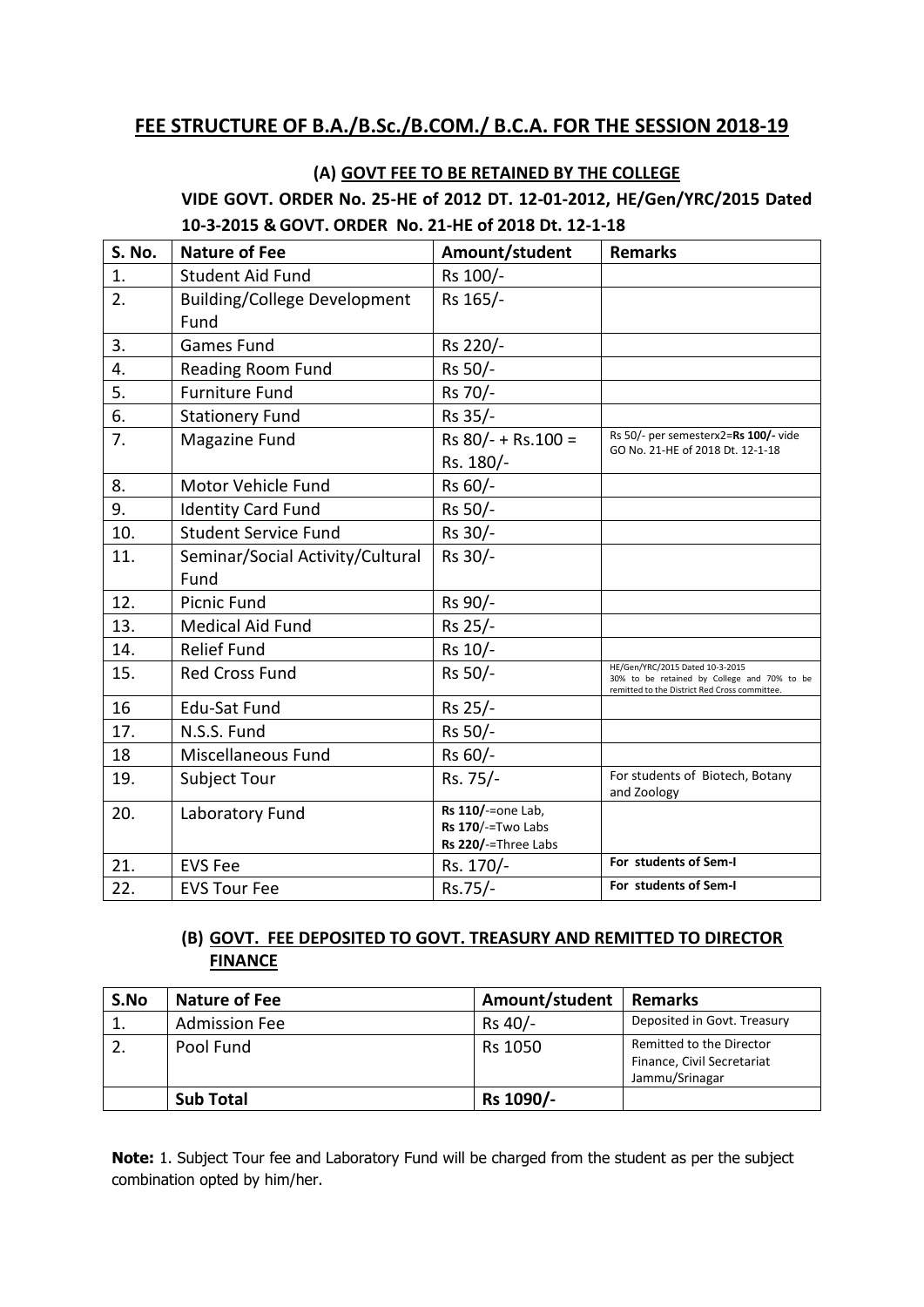# FEE STRUCTURE OF B.A./B.Sc./B.COM./ B.C.A. FOR THE SESSION 2018-19

## (A) GOVT FEE TO BE RETAINED BY THE COLLEGE

**VIDE GOVT. ORDER No. 25-HE of 2012 DT. 12-01-2012, HE/Gen/YRC/2015 Dated 10-3-2015 & GOVT. ORDER No. 21-HE of 2018 Dt. 12-1-18**

| S. No. | Nature of Fee | Amount/student | Remarks |
|---|---|---|---|
| 1. | Student Aid Fund | Rs 100/- | |
| 2. | Building/College Development Fund | Rs 165/- | |
| 3. | Games Fund | Rs 220/- | |
| 4. | Reading Room Fund | Rs 50/- | |
| 5. | Furniture Fund | Rs 70/- | |
| 6. | Stationery Fund | Rs 35/- | |
| 7. | Magazine Fund | Rs 80/- + Rs.100 = Rs. 180/- | Rs 50/- per semesterx2=**Rs 100/-** vide GO No. 21-HE of 2018 Dt. 12-1-18 |
| 8. | Motor Vehicle Fund | Rs 60/- | |
| 9. | Identity Card Fund | Rs 50/- | |
| 10. | Student Service Fund | Rs 30/- | |
| 11. | Seminar/Social Activity/Cultural Fund | Rs 30/- | |
| 12. | Picnic Fund | Rs 90/- | |
| 13. | Medical Aid Fund | Rs 25/- | |
| 14. | Relief Fund | Rs 10/- | |
| 15. | Red Cross Fund | Rs 50/- | HE/Gen/YRC/2015 Dated 10-3-2015 30% to be retained by College and 70% to be remitted to the District Red Cross committee. |
| 16 | Edu-Sat Fund | Rs 25/- | |
| 17. | N.S.S. Fund | Rs 50/- | |
| 18 | Miscellaneous Fund | Rs 60/- | |
| 19. | Subject Tour | Rs. 75/- | For students of Biotech, Botany and Zoology |
| 20. | Laboratory Fund | **Rs 110/-**=one Lab, **Rs 170/-**=Two Labs **Rs 220/-**=Three Labs | |
| 21. | EVS Fee | Rs. 170/- | **For students of Sem-I** |
| 22. | EVS Tour Fee | Rs.75/- | **For students of Sem-I** |

## (B) GOVT. FEE DEPOSITED TO GOVT. TREASURY AND REMITTED TO DIRECTOR FINANCE

| S.No | Nature of Fee | Amount/student | Remarks |
|---|---|---|---|
| 1. | Admission Fee | Rs 40/- | Deposited in Govt. Treasury |
| 2. | Pool Fund | Rs 1050 | Remitted to the Director Finance, Civil Secretariat Jammu/Srinagar |
| | **Sub Total** | **Rs 1090/-** | |

**Note:** 1. Subject Tour fee and Laboratory Fund will be charged from the student as per the subject combination opted by him/her.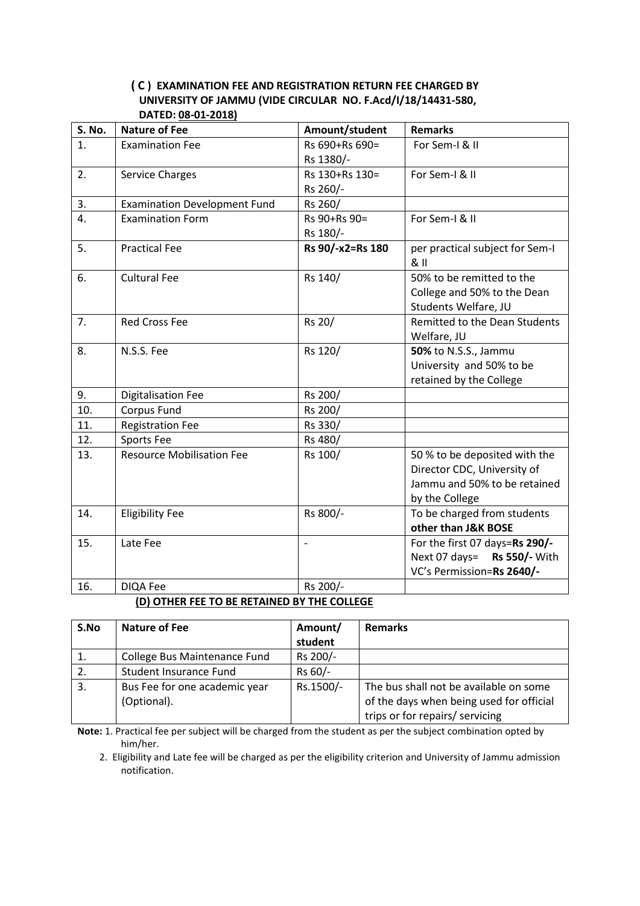### ( C ) EXAMINATION FEE AND REGISTRATION RETURN FEE CHARGED BY UNIVERSITY OF JAMMU (VIDE CIRCULAR NO. F.Acd/I/18/14431-580, DATED: 08-01-2018)

| S. No. | Nature of Fee | Amount/student | Remarks |
|---|---|---|---|
| 1. | Examination Fee | Rs 690+Rs 690= Rs 1380/- | For Sem-I & II |
| 2. | Service Charges | Rs 130+Rs 130= Rs 260/- | For Sem-I & II |
| 3. | Examination Development Fund | Rs 260/ | |
| 4. | Examination Form | Rs 90+Rs 90= Rs 180/- | For Sem-I & II |
| 5. | Practical Fee | **Rs 90/-x2=Rs 180** | per practical subject for Sem-I & II |
| 6. | Cultural Fee | Rs 140/ | 50% to be remitted to the College and 50% to the Dean Students Welfare, JU |
| 7. | Red Cross Fee | Rs 20/ | Remitted to the Dean Students Welfare, JU |
| 8. | N.S.S. Fee | Rs 120/ | **50%** to N.S.S., Jammu University and 50% to be retained by the College |
| 9. | Digitalisation Fee | Rs 200/ | |
| 10. | Corpus Fund | Rs 200/ | |
| 11. | Registration Fee | Rs 330/ | |
| 12. | Sports Fee | Rs 480/ | |
| 13. | Resource Mobilisation Fee | Rs 100/ | 50 % to be deposited with the Director CDC, University of Jammu and 50% to be retained by the College |
| 14. | Eligibility Fee | Rs 800/- | To be charged from students **other than J&K BOSE** |
| 15. | Late Fee | - | For the first 07 days=**Rs 290/-** Next 07 days= **Rs 550/-** With VC's Permission=**Rs 2640/-** |
| 16. | DIQA Fee | Rs 200/- | |

### (D) OTHER FEE TO BE RETAINED BY THE COLLEGE

| S.No | Nature of Fee | Amount/ student | Remarks |
|---|---|---|---|
| 1. | College Bus Maintenance Fund | Rs 200/- | |
| 2. | Student Insurance Fund | Rs 60/- | |
| 3. | Bus Fee for one academic year (Optional). | Rs.1500/- | The bus shall not be available on some of the days when being used for official trips or for repairs/ servicing |

**Note:** 1. Practical fee per subject will be charged from the student as per the subject combination opted by him/her.

2. Eligibility and Late fee will be charged as per the eligibility criterion and University of Jammu admission notification.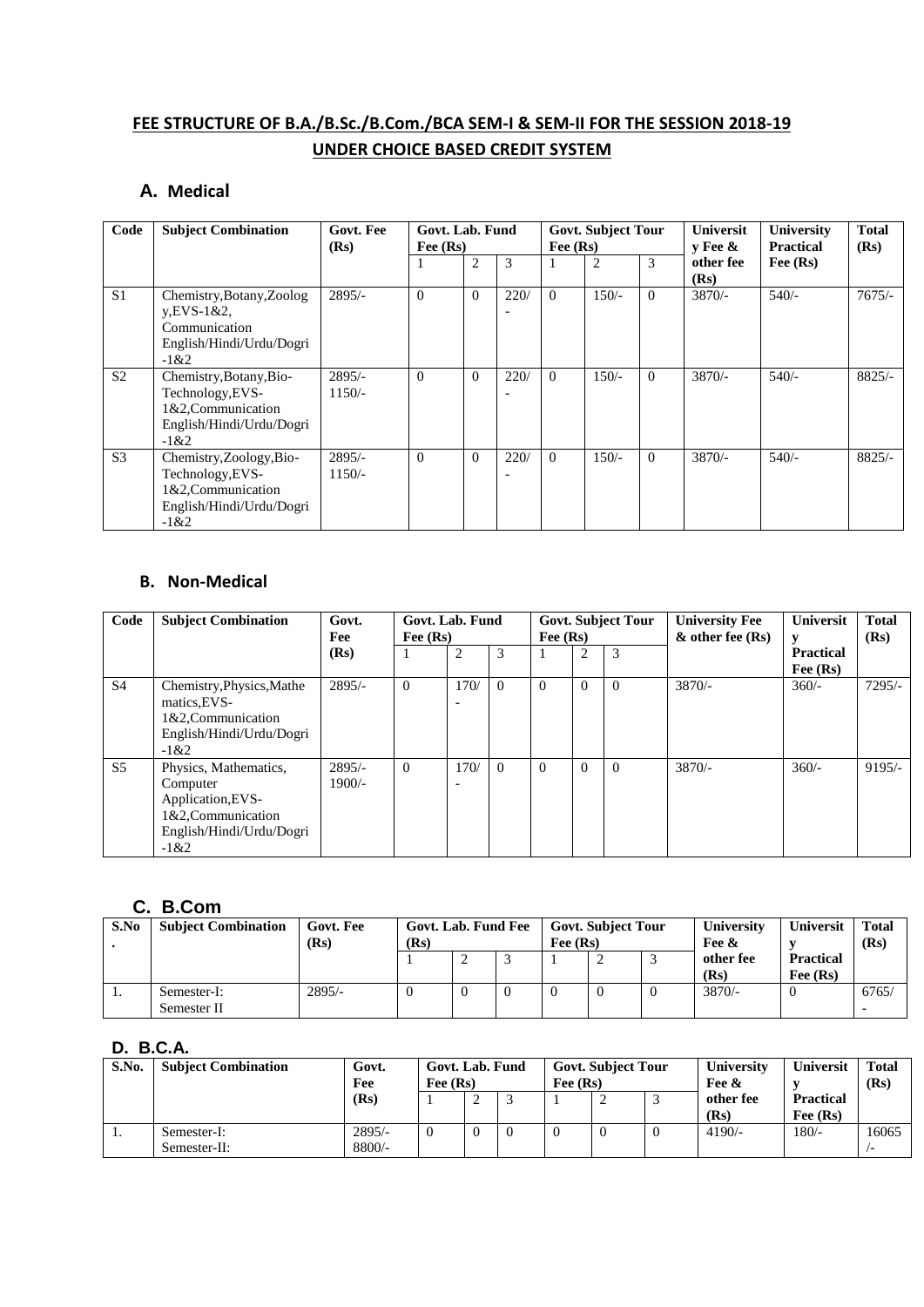# FEE STRUCTURE OF B.A./B.Sc./B.Com./BCA SEM-I & SEM-II FOR THE SESSION 2018-19 UNDER CHOICE BASED CREDIT SYSTEM

## A. Medical

| Code | Subject Combination | Govt. Fee (Rs) | Govt. Lab. Fund Fee (Rs) | | | Govt. Subject Tour Fee (Rs) | | | University Fee & other fee (Rs) | University Practical Fee (Rs) | Total (Rs) |
|---|---|---|---|---|---|---|---|---|---|---|---|
| | | | 1 | 2 | 3 | 1 | 2 | 3 | | | |
| S1 | Chemistry,Botany,Zoology,EVS-1&2, Communication English/Hindi/Urdu/Dogri -1&2 | 2895/- | 0 | 0 | 220/- | 0 | 150/- | 0 | 3870/- | 540/- | 7675/- |
| S2 | Chemistry,Botany,Bio-Technology,EVS-1&2,Communication English/Hindi/Urdu/Dogri -1&2 | 2895/- 1150/- | 0 | 0 | 220/- | 0 | 150/- | 0 | 3870/- | 540/- | 8825/- |
| S3 | Chemistry,Zoology,Bio-Technology,EVS-1&2,Communication English/Hindi/Urdu/Dogri -1&2 | 2895/- 1150/- | 0 | 0 | 220/- | 0 | 150/- | 0 | 3870/- | 540/- | 8825/- |

## B. Non-Medical

| Code | Subject Combination | Govt. Fee (Rs) | Govt. Lab. Fund Fee (Rs) | | | Govt. Subject Tour Fee (Rs) | | | University Fee & other fee (Rs) | University Practical Fee (Rs) | Total (Rs) |
|---|---|---|---|---|---|---|---|---|---|---|---|
| | | | 1 | 2 | 3 | 1 | 2 | 3 | | | |
| S4 | Chemistry,Physics,Mathematics,EVS-1&2,Communication English/Hindi/Urdu/Dogri -1&2 | 2895/- | 0 | 170/- | 0 | 0 | 0 | 0 | 3870/- | 360/- | 7295/- |
| S5 | Physics, Mathematics, Computer Application,EVS-1&2,Communication English/Hindi/Urdu/Dogri -1&2 | 2895/- 1900/- | 0 | 170/- | 0 | 0 | 0 | 0 | 3870/- | 360/- | 9195/- |

## C. B.Com

| S.No. | Subject Combination | Govt. Fee (Rs) | Govt. Lab. Fund Fee (Rs) | | | Govt. Subject Tour Fee (Rs) | | | University Fee & other fee (Rs) | University Practical Fee (Rs) | Total (Rs) |
|---|---|---|---|---|---|---|---|---|---|---|---|
| | | | 1 | 2 | 3 | 1 | 2 | 3 | | | |
| 1. | Semester-I: Semester II | 2895/- | 0 | 0 | 0 | 0 | 0 | 0 | 3870/- | 0 | 6765/- |

## D. B.C.A.

| S.No. | Subject Combination | Govt. Fee (Rs) | Govt. Lab. Fund Fee (Rs) | | | Govt. Subject Tour Fee (Rs) | | | University Fee & other fee (Rs) | University Practical Fee (Rs) | Total (Rs) |
|---|---|---|---|---|---|---|---|---|---|---|---|
| | | | 1 | 2 | 3 | 1 | 2 | 3 | | | |
| 1. | Semester-I: Semester-II: | 2895/- 8800/- | 0 | 0 | 0 | 0 | 0 | 0 | 4190/- | 180/- | 16065/- |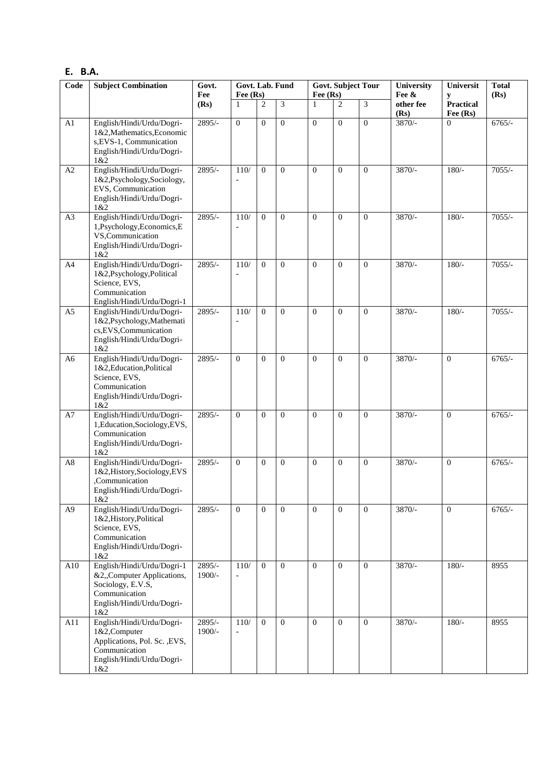## E. B.A.

| Code | Subject Combination | Govt. Fee (Rs) | Govt. Lab. Fund Fee (Rs) | | | Govt. Subject Tour Fee (Rs) | | | University Fee & other fee (Rs) | University Practical Fee (Rs) | Total (Rs) |
|---|---|---|---|---|---|---|---|---|---|---|---|
| | | | 1 | 2 | 3 | 1 | 2 | 3 | | | |
| A1 | English/Hindi/Urdu/Dogri-1&2,Mathematics,Economics,EVS-1, Communication English/Hindi/Urdu/Dogri-1&2 | 2895/- | 0 | 0 | 0 | 0 | 0 | 0 | 3870/- | 0 | 6765/- |
| A2 | English/Hindi/Urdu/Dogri-1&2,Psychology,Sociology, EVS, Communication English/Hindi/Urdu/Dogri-1&2 | 2895/- | 110/- | 0 | 0 | 0 | 0 | 0 | 3870/- | 180/- | 7055/- |
| A3 | English/Hindi/Urdu/Dogri-1,Psychology,Economics,EVS,Communication English/Hindi/Urdu/Dogri-1&2 | 2895/- | 110/- | 0 | 0 | 0 | 0 | 0 | 3870/- | 180/- | 7055/- |
| A4 | English/Hindi/Urdu/Dogri-1&2,Psychology,Political Science, EVS, Communication English/Hindi/Urdu/Dogri-1 | 2895/- | 110/- | 0 | 0 | 0 | 0 | 0 | 3870/- | 180/- | 7055/- |
| A5 | English/Hindi/Urdu/Dogri-1&2,Psychology,Mathematics,EVS,Communication English/Hindi/Urdu/Dogri-1&2 | 2895/- | 110/- | 0 | 0 | 0 | 0 | 0 | 3870/- | 180/- | 7055/- |
| A6 | English/Hindi/Urdu/Dogri-1&2,Education,Political Science, EVS, Communication English/Hindi/Urdu/Dogri-1&2 | 2895/- | 0 | 0 | 0 | 0 | 0 | 0 | 3870/- | 0 | 6765/- |
| A7 | English/Hindi/Urdu/Dogri-1,Education,Sociology,EVS, Communication English/Hindi/Urdu/Dogri-1&2 | 2895/- | 0 | 0 | 0 | 0 | 0 | 0 | 3870/- | 0 | 6765/- |
| A8 | English/Hindi/Urdu/Dogri-1&2,History,Sociology,EVS ,Communication English/Hindi/Urdu/Dogri-1&2 | 2895/- | 0 | 0 | 0 | 0 | 0 | 0 | 3870/- | 0 | 6765/- |
| A9 | English/Hindi/Urdu/Dogri-1&2,History,Political Science, EVS, Communication English/Hindi/Urdu/Dogri-1&2 | 2895/- | 0 | 0 | 0 | 0 | 0 | 0 | 3870/- | 0 | 6765/- |
| A10 | English/Hindi/Urdu/Dogri-1 &2,,Computer Applications, Sociology, E.V.S, Communication English/Hindi/Urdu/Dogri-1&2 | 2895/- 1900/- | 110/- | 0 | 0 | 0 | 0 | 0 | 3870/- | 180/- | 8955 |
| A11 | English/Hindi/Urdu/Dogri-1&2,Computer Applications, Pol. Sc. ,EVS, Communication English/Hindi/Urdu/Dogri-1&2 | 2895/- 1900/- | 110/- | 0 | 0 | 0 | 0 | 0 | 3870/- | 180/- | 8955 |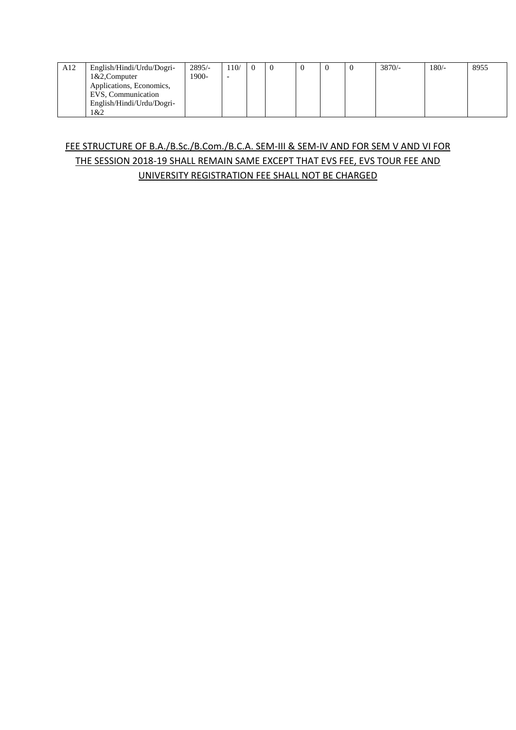| | | | | | | | | | | | |
|---|---|---|---|---|---|---|---|---|---|---|---|
| A12 | English/Hindi/Urdu/Dogri-1&2,Computer Applications, Economics, EVS, Communication English/Hindi/Urdu/Dogri-1&2 | 2895/- 1900- | 110/- | 0 | 0 | 0 | 0 | 0 | 3870/- | 180/- | 8955 |

<u>FEE STRUCTURE OF B.A./B.Sc./B.Com./B.C.A. SEM-III & SEM-IV AND FOR SEM V AND VI FOR THE SESSION 2018-19 SHALL REMAIN SAME EXCEPT THAT EVS FEE, EVS TOUR FEE AND UNIVERSITY REGISTRATION FEE SHALL NOT BE CHARGED</u>